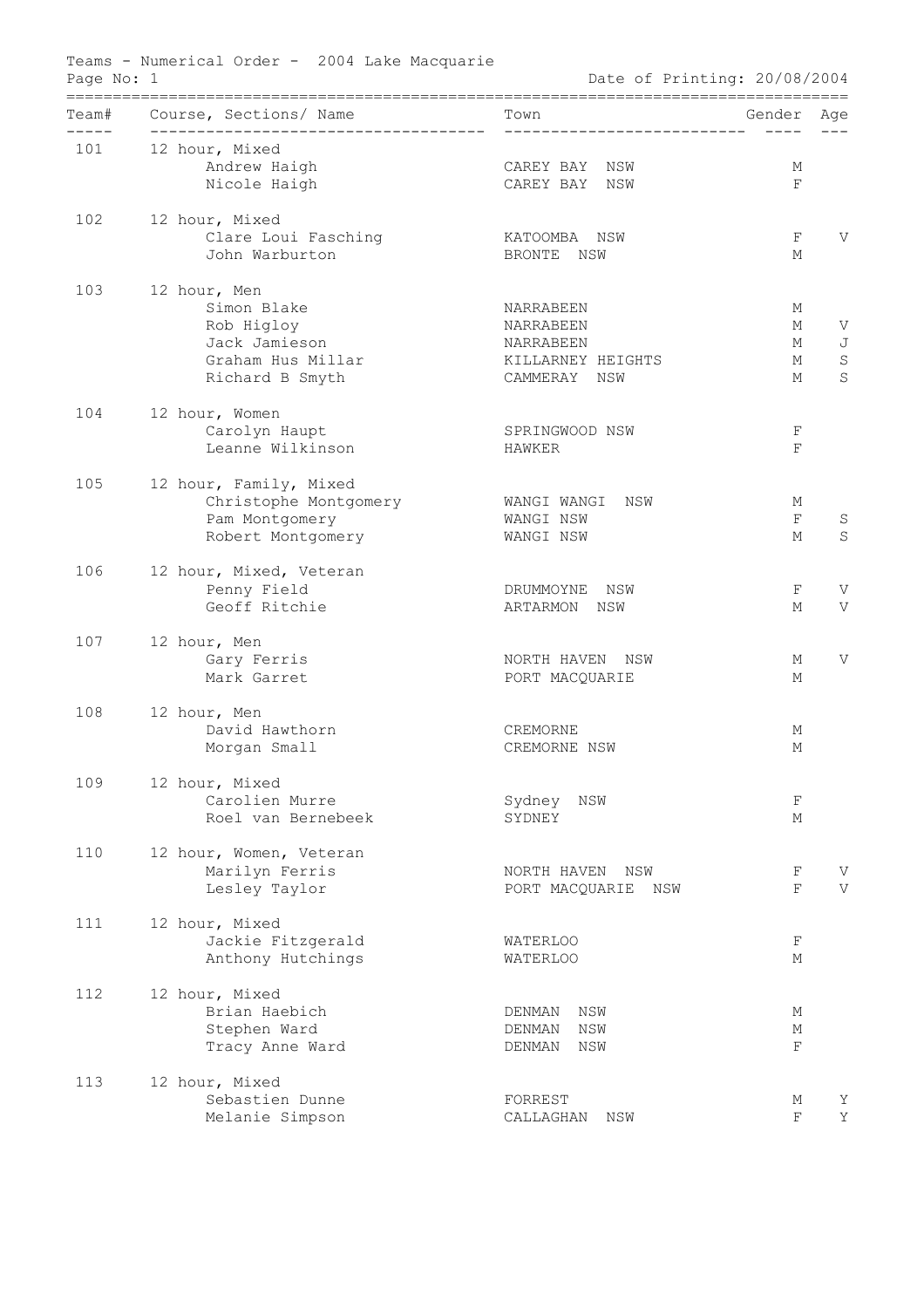Teams - Numerical Order - 2004 Lake Macquarie

Date of Printing: 20/08/2004

| Team# | Course, Sections/ Name | Town | Gender | Age |
|---|---|---|---|---|
| 101 | 12 hour, Mixed | | | |
| | Andrew Haigh | CAREY BAY NSW | M | |
| | Nicole Haigh | CAREY BAY NSW | F | |
| 102 | 12 hour, Mixed | | | |
| | Clare Loui Fasching | KATOOMBA NSW | F | V |
| | John Warburton | BRONTE NSW | M | |
| 103 | 12 hour, Men | | | |
| | Simon Blake | NARRABEEN | M | |
| | Rob Higloy | NARRABEEN | M | V |
| | Jack Jamieson | NARRABEEN | M | J |
| | Graham Hus Millar | KILLARNEY HEIGHTS | M | S |
| | Richard B Smyth | CAMMERAY NSW | M | S |
| 104 | 12 hour, Women | | | |
| | Carolyn Haupt | SPRINGWOOD NSW | F | |
| | Leanne Wilkinson | HAWKER | F | |
| 105 | 12 hour, Family, Mixed | | | |
| | Christophe Montgomery | WANGI WANGI NSW | M | |
| | Pam Montgomery | WANGI NSW | F | S |
| | Robert Montgomery | WANGI NSW | M | S |
| 106 | 12 hour, Mixed, Veteran | | | |
| | Penny Field | DRUMMOYNE NSW | F | V |
| | Geoff Ritchie | ARTARMON NSW | M | V |
| 107 | 12 hour, Men | | | |
| | Gary Ferris | NORTH HAVEN NSW | M | V |
| | Mark Garret | PORT MACQUARIE | M | |
| 108 | 12 hour, Men | | | |
| | David Hawthorn | CREMORNE | M | |
| | Morgan Small | CREMORNE NSW | M | |
| 109 | 12 hour, Mixed | | | |
| | Carolien Murre | Sydney NSW | F | |
| | Roel van Bernebeek | SYDNEY | M | |
| 110 | 12 hour, Women, Veteran | | | |
| | Marilyn Ferris | NORTH HAVEN NSW | F | V |
| | Lesley Taylor | PORT MACQUARIE NSW | F | V |
| 111 | 12 hour, Mixed | | | |
| | Jackie Fitzgerald | WATERLOO | F | |
| | Anthony Hutchings | WATERLOO | M | |
| 112 | 12 hour, Mixed | | | |
| | Brian Haebich | DENMAN NSW | M | |
| | Stephen Ward | DENMAN NSW | M | |
| | Tracy Anne Ward | DENMAN NSW | F | |
| 113 | 12 hour, Mixed | | | |
| | Sebastien Dunne | FORREST | M | Y |
| | Melanie Simpson | CALLAGHAN NSW | F | Y |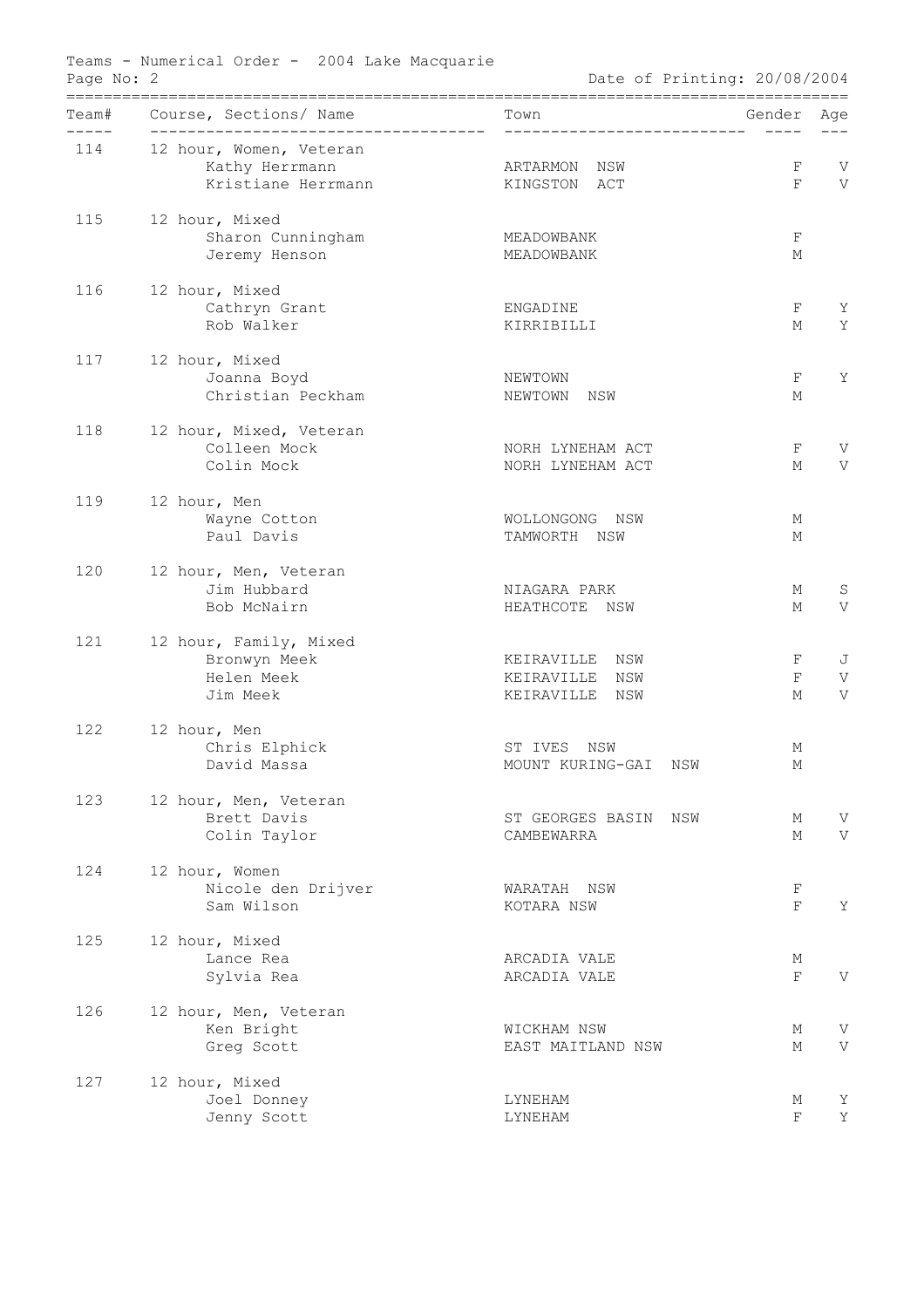Teams - Numerical Order - 2004 Lake Macquarie

Date of Printing: 20/08/2004

| Team# | Course, Sections/ Name | Town | Gender | Age |
|---|---|---|---|---|
| 114 | 12 hour, Women, Veteran | | | |
| | Kathy Herrmann | ARTARMON NSW | F | V |
| | Kristiane Herrmann | KINGSTON ACT | F | V |
| 115 | 12 hour, Mixed | | | |
| | Sharon Cunningham | MEADOWBANK | F | |
| | Jeremy Henson | MEADOWBANK | M | |
| 116 | 12 hour, Mixed | | | |
| | Cathryn Grant | ENGADINE | F | Y |
| | Rob Walker | KIRRIBILLI | M | Y |
| 117 | 12 hour, Mixed | | | |
| | Joanna Boyd | NEWTOWN | F | Y |
| | Christian Peckham | NEWTOWN NSW | M | |
| 118 | 12 hour, Mixed, Veteran | | | |
| | Colleen Mock | NORH LYNEHAM ACT | F | V |
| | Colin Mock | NORH LYNEHAM ACT | M | V |
| 119 | 12 hour, Men | | | |
| | Wayne Cotton | WOLLONGONG NSW | M | |
| | Paul Davis | TAMWORTH NSW | M | |
| 120 | 12 hour, Men, Veteran | | | |
| | Jim Hubbard | NIAGARA PARK | M | S |
| | Bob McNairn | HEATHCOTE NSW | M | V |
| 121 | 12 hour, Family, Mixed | | | |
| | Bronwyn Meek | KEIRAVILLE NSW | F | J |
| | Helen Meek | KEIRAVILLE NSW | F | V |
| | Jim Meek | KEIRAVILLE NSW | M | V |
| 122 | 12 hour, Men | | | |
| | Chris Elphick | ST IVES NSW | M | |
| | David Massa | MOUNT KURING-GAI NSW | M | |
| 123 | 12 hour, Men, Veteran | | | |
| | Brett Davis | ST GEORGES BASIN NSW | M | V |
| | Colin Taylor | CAMBEWARRA | M | V |
| 124 | 12 hour, Women | | | |
| | Nicole den Drijver | WARATAH NSW | F | |
| | Sam Wilson | KOTARA NSW | F | Y |
| 125 | 12 hour, Mixed | | | |
| | Lance Rea | ARCADIA VALE | M | |
| | Sylvia Rea | ARCADIA VALE | F | V |
| 126 | 12 hour, Men, Veteran | | | |
| | Ken Bright | WICKHAM NSW | M | V |
| | Greg Scott | EAST MAITLAND NSW | M | V |
| 127 | 12 hour, Mixed | | | |
| | Joel Donney | LYNEHAM | M | Y |
| | Jenny Scott | LYNEHAM | F | Y |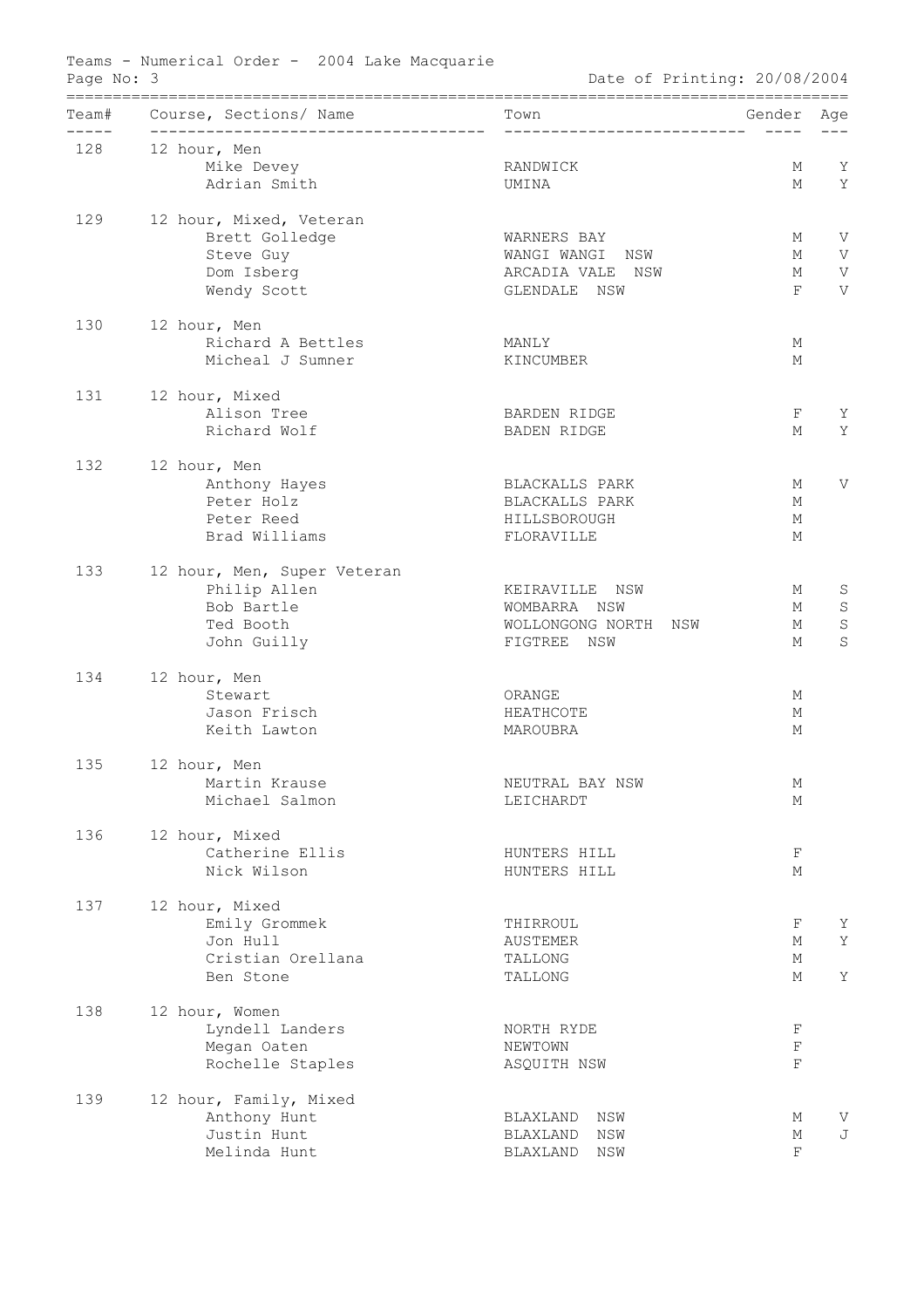Teams - Numerical Order - 2004 Lake Macquarie

Date of Printing: 20/08/2004

| Team# | Course, Sections/ Name | Town | Gender | Age |
|---|---|---|---|---|
| 128 | 12 hour, Men | | | |
| | Mike Devey | RANDWICK | M | Y |
| | Adrian Smith | UMINA | M | Y |
| 129 | 12 hour, Mixed, Veteran | | | |
| | Brett Golledge | WARNERS BAY | M | V |
| | Steve Guy | WANGI WANGI NSW | M | V |
| | Dom Isberg | ARCADIA VALE NSW | M | V |
| | Wendy Scott | GLENDALE NSW | F | V |
| 130 | 12 hour, Men | | | |
| | Richard A Bettles | MANLY | M | |
| | Micheal J Sumner | KINCUMBER | M | |
| 131 | 12 hour, Mixed | | | |
| | Alison Tree | BARDEN RIDGE | F | Y |
| | Richard Wolf | BADEN RIDGE | M | Y |
| 132 | 12 hour, Men | | | |
| | Anthony Hayes | BLACKALLS PARK | M | V |
| | Peter Holz | BLACKALLS PARK | M | |
| | Peter Reed | HILLSBOROUGH | M | |
| | Brad Williams | FLORAVILLE | M | |
| 133 | 12 hour, Men, Super Veteran | | | |
| | Philip Allen | KEIRAVILLE NSW | M | S |
| | Bob Bartle | WOMBARRA NSW | M | S |
| | Ted Booth | WOLLONGONG NORTH NSW | M | S |
| | John Guilly | FIGTREE NSW | M | S |
| 134 | 12 hour, Men | | | |
| | Stewart | ORANGE | M | |
| | Jason Frisch | HEATHCOTE | M | |
| | Keith Lawton | MAROUBRA | M | |
| 135 | 12 hour, Men | | | |
| | Martin Krause | NEUTRAL BAY NSW | M | |
| | Michael Salmon | LEICHARDT | M | |
| 136 | 12 hour, Mixed | | | |
| | Catherine Ellis | HUNTERS HILL | F | |
| | Nick Wilson | HUNTERS HILL | M | |
| 137 | 12 hour, Mixed | | | |
| | Emily Grommek | THIRROUL | F | Y |
| | Jon Hull | AUSTEMER | M | Y |
| | Cristian Orellana | TALLONG | M | |
| | Ben Stone | TALLONG | M | Y |
| 138 | 12 hour, Women | | | |
| | Lyndell Landers | NORTH RYDE | F | |
| | Megan Oaten | NEWTOWN | F | |
| | Rochelle Staples | ASQUITH NSW | F | |
| 139 | 12 hour, Family, Mixed | | | |
| | Anthony Hunt | BLAXLAND NSW | M | V |
| | Justin Hunt | BLAXLAND NSW | M | J |
| | Melinda Hunt | BLAXLAND NSW | F | |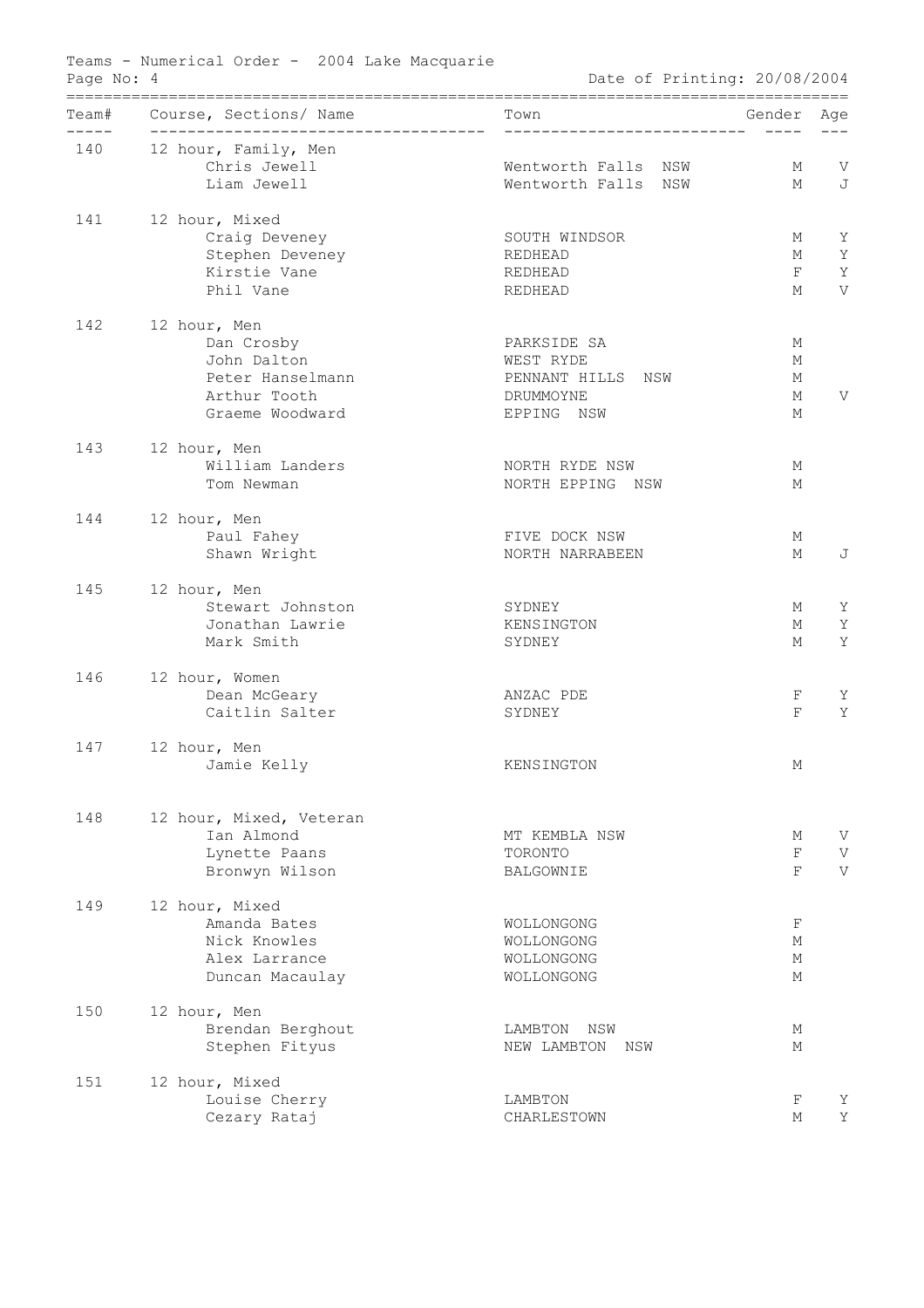Teams - Numerical Order - 2004 Lake Macquarie

Date of Printing: 20/08/2004

| Team# | Course, Sections/ Name | Town | Gender | Age |
|---|---|---|---|---|
| 140 | 12 hour, Family, Men | | | |
| | Chris Jewell | Wentworth Falls NSW | M | V |
| | Liam Jewell | Wentworth Falls NSW | M | J |
| 141 | 12 hour, Mixed | | | |
| | Craig Deveney | SOUTH WINDSOR | M | Y |
| | Stephen Deveney | REDHEAD | M | Y |
| | Kirstie Vane | REDHEAD | F | Y |
| | Phil Vane | REDHEAD | M | V |
| 142 | 12 hour, Men | | | |
| | Dan Crosby | PARKSIDE SA | M | |
| | John Dalton | WEST RYDE | M | |
| | Peter Hanselmann | PENNANT HILLS NSW | M | |
| | Arthur Tooth | DRUMMOYNE | M | V |
| | Graeme Woodward | EPPING NSW | M | |
| 143 | 12 hour, Men | | | |
| | William Landers | NORTH RYDE NSW | M | |
| | Tom Newman | NORTH EPPING NSW | M | |
| 144 | 12 hour, Men | | | |
| | Paul Fahey | FIVE DOCK NSW | M | |
| | Shawn Wright | NORTH NARRABEEN | M | J |
| 145 | 12 hour, Men | | | |
| | Stewart Johnston | SYDNEY | M | Y |
| | Jonathan Lawrie | KENSINGTON | M | Y |
| | Mark Smith | SYDNEY | M | Y |
| 146 | 12 hour, Women | | | |
| | Dean McGeary | ANZAC PDE | F | Y |
| | Caitlin Salter | SYDNEY | F | Y |
| 147 | 12 hour, Men | | | |
| | Jamie Kelly | KENSINGTON | M | |
| 148 | 12 hour, Mixed, Veteran | | | |
| | Ian Almond | MT KEMBLA NSW | M | V |
| | Lynette Paans | TORONTO | F | V |
| | Bronwyn Wilson | BALGOWNIE | F | V |
| 149 | 12 hour, Mixed | | | |
| | Amanda Bates | WOLLONGONG | F | |
| | Nick Knowles | WOLLONGONG | M | |
| | Alex Larrance | WOLLONGONG | M | |
| | Duncan Macaulay | WOLLONGONG | M | |
| 150 | 12 hour, Men | | | |
| | Brendan Berghout | LAMBTON NSW | M | |
| | Stephen Fityus | NEW LAMBTON NSW | M | |
| 151 | 12 hour, Mixed | | | |
| | Louise Cherry | LAMBTON | F | Y |
| | Cezary Rataj | CHARLESTOWN | M | Y |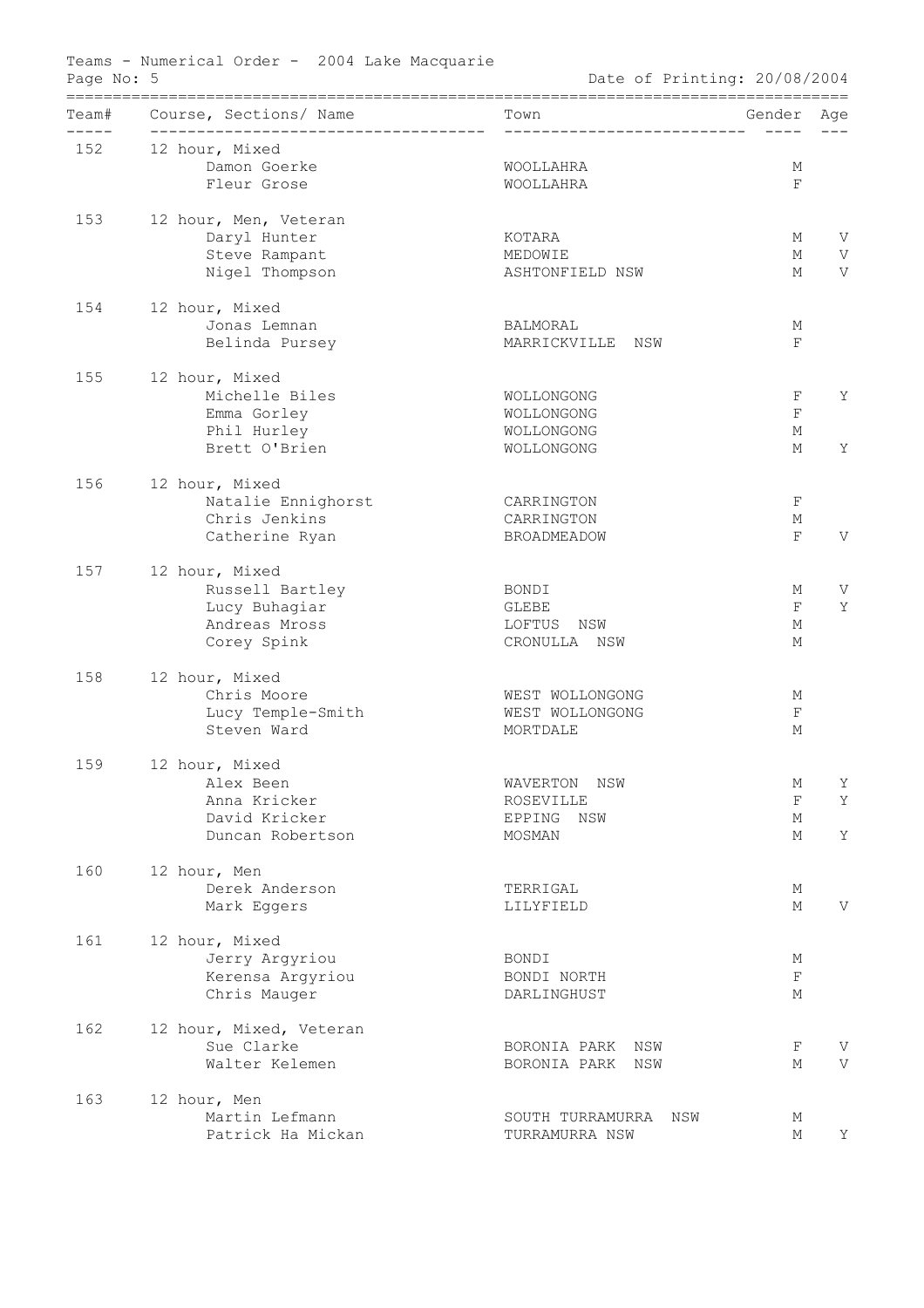Teams - Numerical Order - 2004 Lake Macquarie

Date of Printing: 20/08/2004

| Team# | Course, Sections/ Name | Town | Gender | Age |
|---|---|---|---|---|
| 152 | 12 hour, Mixed | | | |
| | Damon Goerke | WOOLLAHRA | M | |
| | Fleur Grose | WOOLLAHRA | F | |
| 153 | 12 hour, Men, Veteran | | | |
| | Daryl Hunter | KOTARA | M | V |
| | Steve Rampant | MEDOWIE | M | V |
| | Nigel Thompson | ASHTONFIELD NSW | M | V |
| 154 | 12 hour, Mixed | | | |
| | Jonas Lemnan | BALMORAL | M | |
| | Belinda Pursey | MARRICKVILLE NSW | F | |
| 155 | 12 hour, Mixed | | | |
| | Michelle Biles | WOLLONGONG | F | Y |
| | Emma Gorley | WOLLONGONG | F | |
| | Phil Hurley | WOLLONGONG | M | |
| | Brett O'Brien | WOLLONGONG | M | Y |
| 156 | 12 hour, Mixed | | | |
| | Natalie Ennighorst | CARRINGTON | F | |
| | Chris Jenkins | CARRINGTON | M | |
| | Catherine Ryan | BROADMEADOW | F | V |
| 157 | 12 hour, Mixed | | | |
| | Russell Bartley | BONDI | M | V |
| | Lucy Buhagiar | GLEBE | F | Y |
| | Andreas Mross | LOFTUS NSW | M | |
| | Corey Spink | CRONULLA NSW | M | |
| 158 | 12 hour, Mixed | | | |
| | Chris Moore | WEST WOLLONGONG | M | |
| | Lucy Temple-Smith | WEST WOLLONGONG | F | |
| | Steven Ward | MORTDALE | M | |
| 159 | 12 hour, Mixed | | | |
| | Alex Been | WAVERTON NSW | M | Y |
| | Anna Kricker | ROSEVILLE | F | Y |
| | David Kricker | EPPING NSW | M | |
| | Duncan Robertson | MOSMAN | M | Y |
| 160 | 12 hour, Men | | | |
| | Derek Anderson | TERRIGAL | M | |
| | Mark Eggers | LILYFIELD | M | V |
| 161 | 12 hour, Mixed | | | |
| | Jerry Argyriou | BONDI | M | |
| | Kerensa Argyriou | BONDI NORTH | F | |
| | Chris Mauger | DARLINGHUST | M | |
| 162 | 12 hour, Mixed, Veteran | | | |
| | Sue Clarke | BORONIA PARK NSW | F | V |
| | Walter Kelemen | BORONIA PARK NSW | M | V |
| 163 | 12 hour, Men | | | |
| | Martin Lefmann | SOUTH TURRAMURRA NSW | M | |
| | Patrick Ha Mickan | TURRAMURRA NSW | M | Y |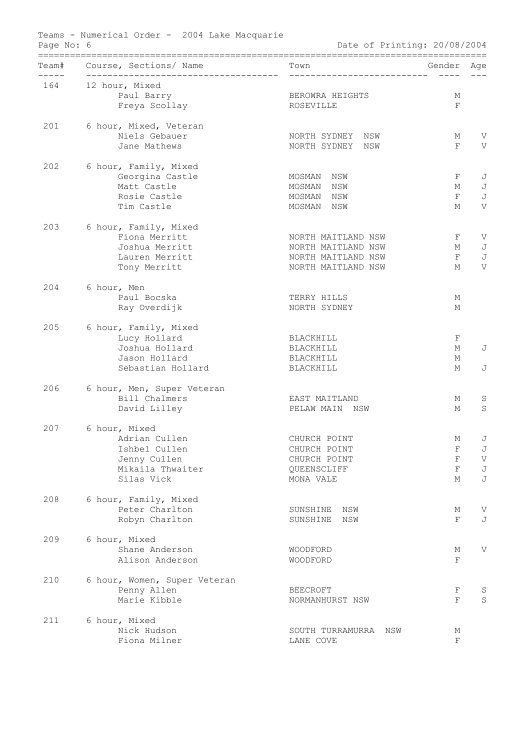Teams - Numerical Order - 2004 Lake Macquarie

Page No: 6 — Date of Printing: 20/08/2004

| Team# | Course, Sections/ Name | Town | Gender | Age |
|---|---|---|---|---|
| 164 | 12 hour, Mixed | | | |
| | Paul Barry | BEROWRA HEIGHTS | M | |
| | Freya Scollay | ROSEVILLE | F | |
| 201 | 6 hour, Mixed, Veteran | | | |
| | Niels Gebauer | NORTH SYDNEY NSW | M | V |
| | Jane Mathews | NORTH SYDNEY NSW | F | V |
| 202 | 6 hour, Family, Mixed | | | |
| | Georgina Castle | MOSMAN NSW | F | J |
| | Matt Castle | MOSMAN NSW | M | J |
| | Rosie Castle | MOSMAN NSW | F | J |
| | Tim Castle | MOSMAN NSW | M | V |
| 203 | 6 hour, Family, Mixed | | | |
| | Fiona Merritt | NORTH MAITLAND NSW | F | V |
| | Joshua Merritt | NORTH MAITLAND NSW | M | J |
| | Lauren Merritt | NORTH MAITLAND NSW | F | J |
| | Tony Merritt | NORTH MAITLAND NSW | M | V |
| 204 | 6 hour, Men | | | |
| | Paul Bocska | TERRY HILLS | M | |
| | Ray Overdijk | NORTH SYDNEY | M | |
| 205 | 6 hour, Family, Mixed | | | |
| | Lucy Hollard | BLACKHILL | F | |
| | Joshua Hollard | BLACKHILL | M | J |
| | Jason Hollard | BLACKHILL | M | |
| | Sebastian Hollard | BLACKHILL | M | J |
| 206 | 6 hour, Men, Super Veteran | | | |
| | Bill Chalmers | EAST MAITLAND | M | S |
| | David Lilley | PELAW MAIN NSW | M | S |
| 207 | 6 hour, Mixed | | | |
| | Adrian Cullen | CHURCH POINT | M | J |
| | Ishbel Cullen | CHURCH POINT | F | J |
| | Jenny Cullen | CHURCH POINT | F | V |
| | Mikaila Thwaiter | QUEENSCLIFF | F | J |
| | Silas Vick | MONA VALE | M | J |
| 208 | 6 hour, Family, Mixed | | | |
| | Peter Charlton | SUNSHINE NSW | M | V |
| | Robyn Charlton | SUNSHINE NSW | F | J |
| 209 | 6 hour, Mixed | | | |
| | Shane Anderson | WOODFORD | M | V |
| | Alison Anderson | WOODFORD | F | |
| 210 | 6 hour, Women, Super Veteran | | | |
| | Penny Allen | BEECROFT | F | S |
| | Marie Kibble | NORMANHURST NSW | F | S |
| 211 | 6 hour, Mixed | | | |
| | Nick Hudson | SOUTH TURRAMURRA NSW | M | |
| | Fiona Milner | LANE COVE | F | |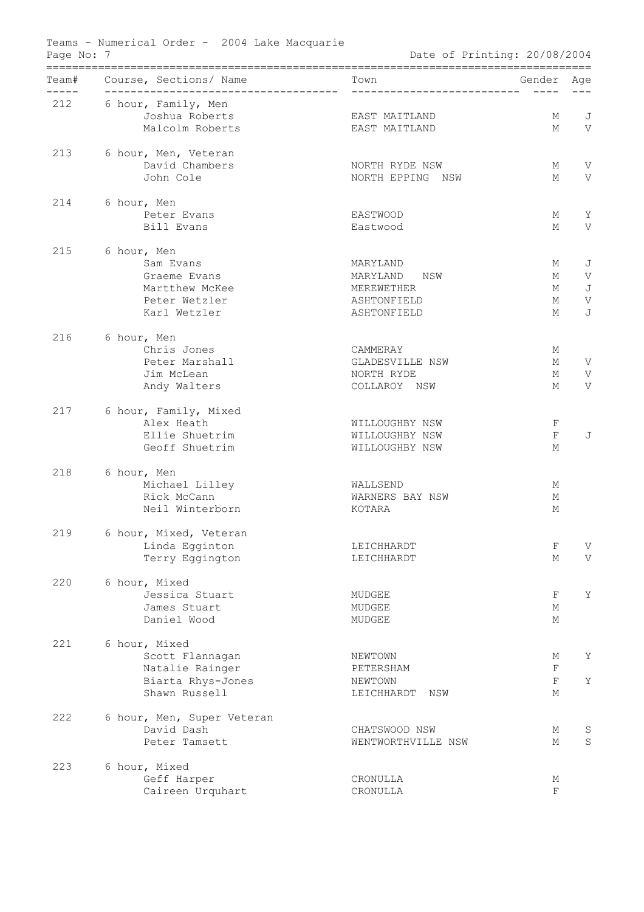Teams - Numerical Order - 2004 Lake Macquarie

Date of Printing: 20/08/2004

| Team# | Course, Sections/ Name | Town | Gender | Age |
|---|---|---|---|---|
| 212 | 6 hour, Family, Men | | | |
| | Joshua Roberts | EAST MAITLAND | M | J |
| | Malcolm Roberts | EAST MAITLAND | M | V |
| 213 | 6 hour, Men, Veteran | | | |
| | David Chambers | NORTH RYDE NSW | M | V |
| | John Cole | NORTH EPPING NSW | M | V |
| 214 | 6 hour, Men | | | |
| | Peter Evans | EASTWOOD | M | Y |
| | Bill Evans | Eastwood | M | V |
| 215 | 6 hour, Men | | | |
| | Sam Evans | MARYLAND | M | J |
| | Graeme Evans | MARYLAND NSW | M | V |
| | Martthew McKee | MEREWETHER | M | J |
| | Peter Wetzler | ASHTONFIELD | M | V |
| | Karl Wetzler | ASHTONFIELD | M | J |
| 216 | 6 hour, Men | | | |
| | Chris Jones | CAMMERAY | M | |
| | Peter Marshall | GLADESVILLE NSW | M | V |
| | Jim McLean | NORTH RYDE | M | V |
| | Andy Walters | COLLAROY NSW | M | V |
| 217 | 6 hour, Family, Mixed | | | |
| | Alex Heath | WILLOUGHBY NSW | F | |
| | Ellie Shuetrim | WILLOUGHBY NSW | F | J |
| | Geoff Shuetrim | WILLOUGHBY NSW | M | |
| 218 | 6 hour, Men | | | |
| | Michael Lilley | WALLSEND | M | |
| | Rick McCann | WARNERS BAY NSW | M | |
| | Neil Winterborn | KOTARA | M | |
| 219 | 6 hour, Mixed, Veteran | | | |
| | Linda Egginton | LEICHHARDT | F | V |
| | Terry Eggington | LEICHHARDT | M | V |
| 220 | 6 hour, Mixed | | | |
| | Jessica Stuart | MUDGEE | F | Y |
| | James Stuart | MUDGEE | M | |
| | Daniel Wood | MUDGEE | M | |
| 221 | 6 hour, Mixed | | | |
| | Scott Flannagan | NEWTOWN | M | Y |
| | Natalie Rainger | PETERSHAM | F | |
| | Biarta Rhys-Jones | NEWTOWN | F | Y |
| | Shawn Russell | LEICHHARDT NSW | M | |
| 222 | 6 hour, Men, Super Veteran | | | |
| | David Dash | CHATSWOOD NSW | M | S |
| | Peter Tamsett | WENTWORTHVILLE NSW | M | S |
| 223 | 6 hour, Mixed | | | |
| | Geff Harper | CRONULLA | M | |
| | Caireen Urquhart | CRONULLA | F | |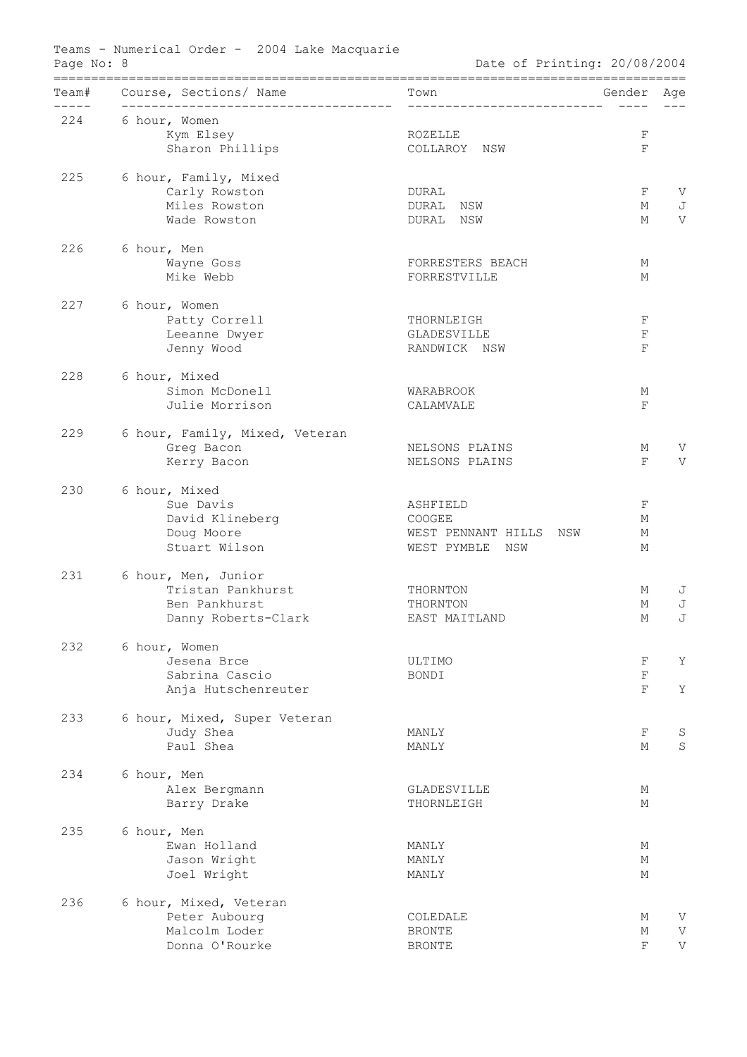Teams - Numerical Order - 2004 Lake Macquarie

Date of Printing: 20/08/2004

| Team# | Course, Sections/ Name | Town | Gender | Age |
|---|---|---|---|---|
| 224 | 6 hour, Women | | | |
| | Kym Elsey | ROZELLE | F | |
| | Sharon Phillips | COLLAROY NSW | F | |
| 225 | 6 hour, Family, Mixed | | | |
| | Carly Rowston | DURAL | F | V |
| | Miles Rowston | DURAL NSW | M | J |
| | Wade Rowston | DURAL NSW | M | V |
| 226 | 6 hour, Men | | | |
| | Wayne Goss | FORRESTERS BEACH | M | |
| | Mike Webb | FORRESTVILLE | M | |
| 227 | 6 hour, Women | | | |
| | Patty Correll | THORNLEIGH | F | |
| | Leeanne Dwyer | GLADESVILLE | F | |
| | Jenny Wood | RANDWICK NSW | F | |
| 228 | 6 hour, Mixed | | | |
| | Simon McDonell | WARABROOK | M | |
| | Julie Morrison | CALAMVALE | F | |
| 229 | 6 hour, Family, Mixed, Veteran | | | |
| | Greg Bacon | NELSONS PLAINS | M | V |
| | Kerry Bacon | NELSONS PLAINS | F | V |
| 230 | 6 hour, Mixed | | | |
| | Sue Davis | ASHFIELD | F | |
| | David Klineberg | COOGEE | M | |
| | Doug Moore | WEST PENNANT HILLS NSW | M | |
| | Stuart Wilson | WEST PYMBLE NSW | M | |
| 231 | 6 hour, Men, Junior | | | |
| | Tristan Pankhurst | THORNTON | M | J |
| | Ben Pankhurst | THORNTON | M | J |
| | Danny Roberts-Clark | EAST MAITLAND | M | J |
| 232 | 6 hour, Women | | | |
| | Jesena Brce | ULTIMO | F | Y |
| | Sabrina Cascio | BONDI | F | |
| | Anja Hutschenreuter | | F | Y |
| 233 | 6 hour, Mixed, Super Veteran | | | |
| | Judy Shea | MANLY | F | S |
| | Paul Shea | MANLY | M | S |
| 234 | 6 hour, Men | | | |
| | Alex Bergmann | GLADESVILLE | M | |
| | Barry Drake | THORNLEIGH | M | |
| 235 | 6 hour, Men | | | |
| | Ewan Holland | MANLY | M | |
| | Jason Wright | MANLY | M | |
| | Joel Wright | MANLY | M | |
| 236 | 6 hour, Mixed, Veteran | | | |
| | Peter Aubourg | COLEDALE | M | V |
| | Malcolm Loder | BRONTE | M | V |
| | Donna O'Rourke | BRONTE | F | V |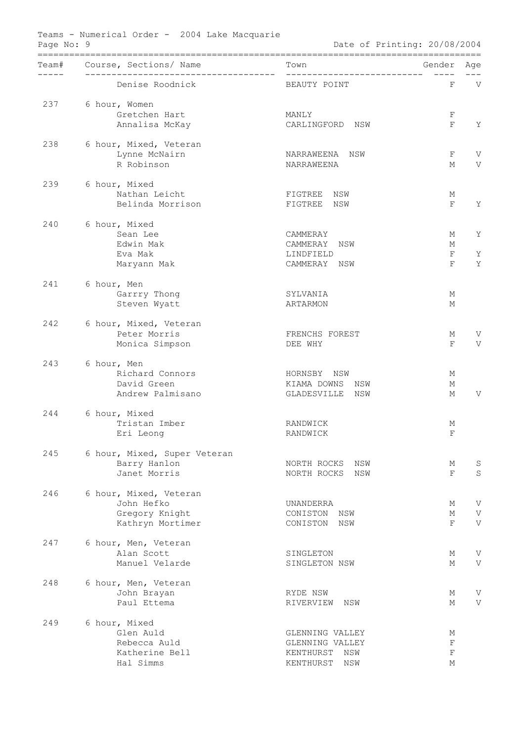Teams - Numerical Order - 2004 Lake Macquarie

Date of Printing: 20/08/2004

| Team# | Course, Sections/ Name | Town | Gender | Age |
|---|---|---|---|---|
| | Denise Roodnick | BEAUTY POINT | F | V |
| 237 | 6 hour, Women | | | |
| | Gretchen Hart | MANLY | F | |
| | Annalisa McKay | CARLINGFORD NSW | F | Y |
| 238 | 6 hour, Mixed, Veteran | | | |
| | Lynne McNairn | NARRAWEENA NSW | F | V |
| | R Robinson | NARRAWEENA | M | V |
| 239 | 6 hour, Mixed | | | |
| | Nathan Leicht | FIGTREE NSW | M | |
| | Belinda Morrison | FIGTREE NSW | F | Y |
| 240 | 6 hour, Mixed | | | |
| | Sean Lee | CAMMERAY | M | Y |
| | Edwin Mak | CAMMERAY NSW | M | |
| | Eva Mak | LINDFIELD | F | Y |
| | Maryann Mak | CAMMERAY NSW | F | Y |
| 241 | 6 hour, Men | | | |
| | Garrry Thong | SYLVANIA | M | |
| | Steven Wyatt | ARTARMON | M | |
| 242 | 6 hour, Mixed, Veteran | | | |
| | Peter Morris | FRENCHS FOREST | M | V |
| | Monica Simpson | DEE WHY | F | V |
| 243 | 6 hour, Men | | | |
| | Richard Connors | HORNSBY NSW | M | |
| | David Green | KIAMA DOWNS NSW | M | |
| | Andrew Palmisano | GLADESVILLE NSW | M | V |
| 244 | 6 hour, Mixed | | | |
| | Tristan Imber | RANDWICK | M | |
| | Eri Leong | RANDWICK | F | |
| 245 | 6 hour, Mixed, Super Veteran | | | |
| | Barry Hanlon | NORTH ROCKS NSW | M | S |
| | Janet Morris | NORTH ROCKS NSW | F | S |
| 246 | 6 hour, Mixed, Veteran | | | |
| | John Hefko | UNANDERRA | M | V |
| | Gregory Knight | CONISTON NSW | M | V |
| | Kathryn Mortimer | CONISTON NSW | F | V |
| 247 | 6 hour, Men, Veteran | | | |
| | Alan Scott | SINGLETON | M | V |
| | Manuel Velarde | SINGLETON NSW | M | V |
| 248 | 6 hour, Men, Veteran | | | |
| | John Brayan | RYDE NSW | M | V |
| | Paul Ettema | RIVERVIEW NSW | M | V |
| 249 | 6 hour, Mixed | | | |
| | Glen Auld | GLENNING VALLEY | M | |
| | Rebecca Auld | GLENNING VALLEY | F | |
| | Katherine Bell | KENTHURST NSW | F | |
| | Hal Simms | KENTHURST NSW | M | |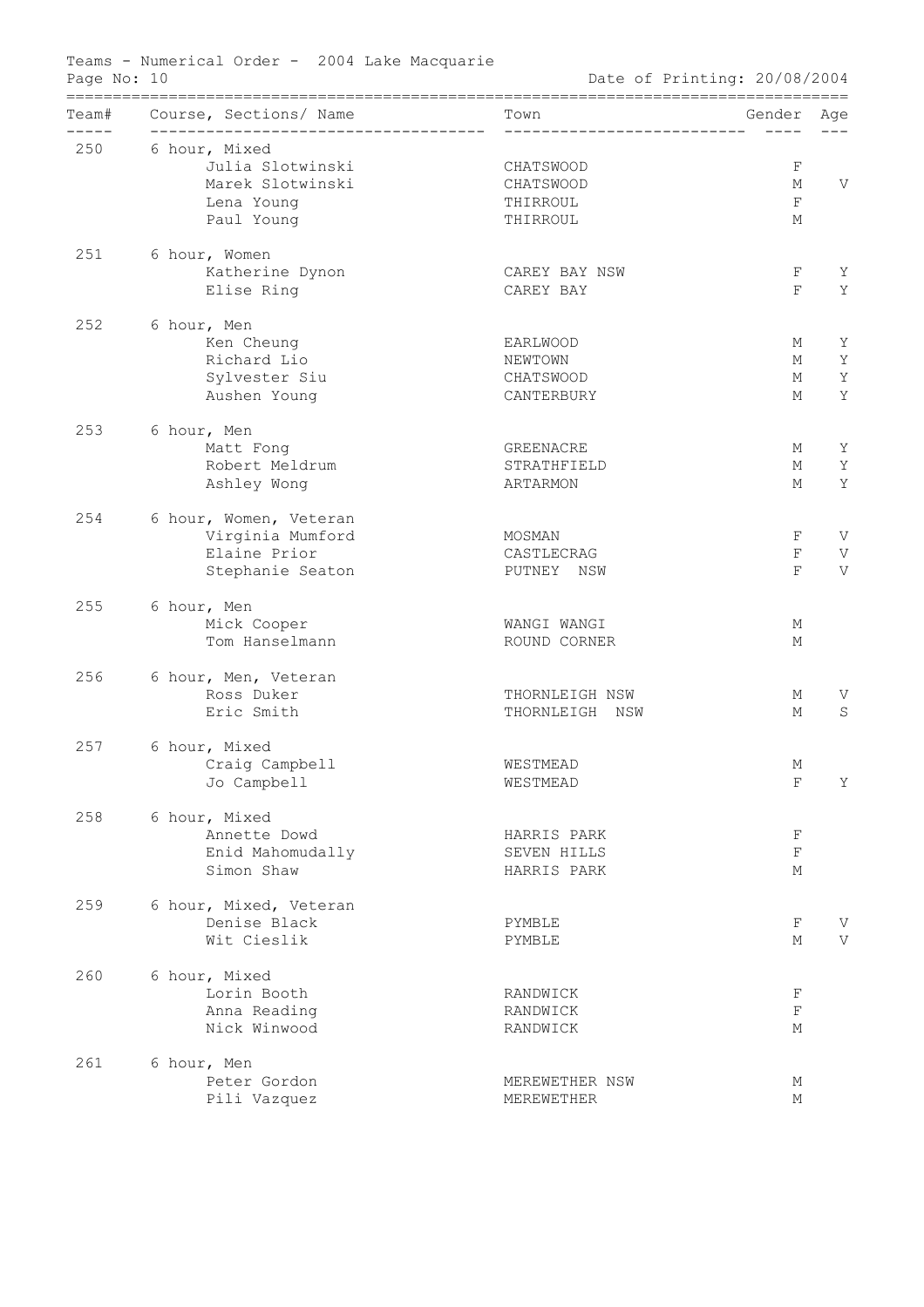Teams - Numerical Order - 2004 Lake Macquarie

Date of Printing: 20/08/2004

| Team# | Course, Sections/ Name | Town | Gender | Age |
|---|---|---|---|---|
| 250 | 6 hour, Mixed | | | |
| | Julia Slotwinski | CHATSWOOD | F | |
| | Marek Slotwinski | CHATSWOOD | M | V |
| | Lena Young | THIRROUL | F | |
| | Paul Young | THIRROUL | M | |
| 251 | 6 hour, Women | | | |
| | Katherine Dynon | CAREY BAY NSW | F | Y |
| | Elise Ring | CAREY BAY | F | Y |
| 252 | 6 hour, Men | | | |
| | Ken Cheung | EARLWOOD | M | Y |
| | Richard Lio | NEWTOWN | M | Y |
| | Sylvester Siu | CHATSWOOD | M | Y |
| | Aushen Young | CANTERBURY | M | Y |
| 253 | 6 hour, Men | | | |
| | Matt Fong | GREENACRE | M | Y |
| | Robert Meldrum | STRATHFIELD | M | Y |
| | Ashley Wong | ARTARMON | M | Y |
| 254 | 6 hour, Women, Veteran | | | |
| | Virginia Mumford | MOSMAN | F | V |
| | Elaine Prior | CASTLECRAG | F | V |
| | Stephanie Seaton | PUTNEY NSW | F | V |
| 255 | 6 hour, Men | | | |
| | Mick Cooper | WANGI WANGI | M | |
| | Tom Hanselmann | ROUND CORNER | M | |
| 256 | 6 hour, Men, Veteran | | | |
| | Ross Duker | THORNLEIGH NSW | M | V |
| | Eric Smith | THORNLEIGH NSW | M | S |
| 257 | 6 hour, Mixed | | | |
| | Craig Campbell | WESTMEAD | M | |
| | Jo Campbell | WESTMEAD | F | Y |
| 258 | 6 hour, Mixed | | | |
| | Annette Dowd | HARRIS PARK | F | |
| | Enid Mahomudally | SEVEN HILLS | F | |
| | Simon Shaw | HARRIS PARK | M | |
| 259 | 6 hour, Mixed, Veteran | | | |
| | Denise Black | PYMBLE | F | V |
| | Wit Cieslik | PYMBLE | M | V |
| 260 | 6 hour, Mixed | | | |
| | Lorin Booth | RANDWICK | F | |
| | Anna Reading | RANDWICK | F | |
| | Nick Winwood | RANDWICK | M | |
| 261 | 6 hour, Men | | | |
| | Peter Gordon | MEREWETHER NSW | M | |
| | Pili Vazquez | MEREWETHER | M | |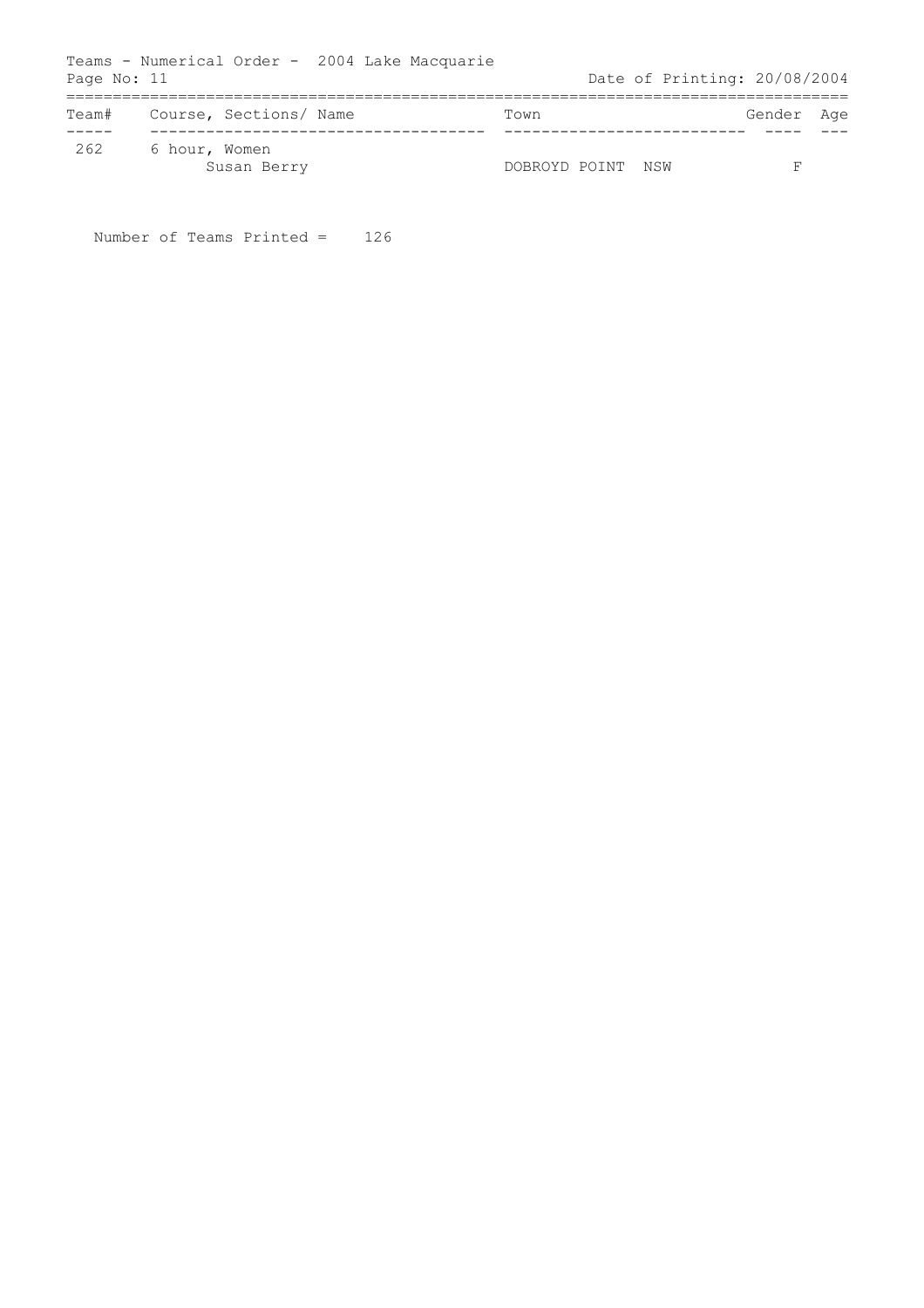Teams - Numerical Order - 2004 Lake Macquarie

Page No: 11    Date of Printing: 20/08/2004

| Team# | Course, Sections/ Name | Town | Gender | Age |
|---|---|---|---|---|
| 262 | 6 hour, Women | | | |
| | Susan Berry | DOBROYD POINT NSW | F | |

Number of Teams Printed = 126